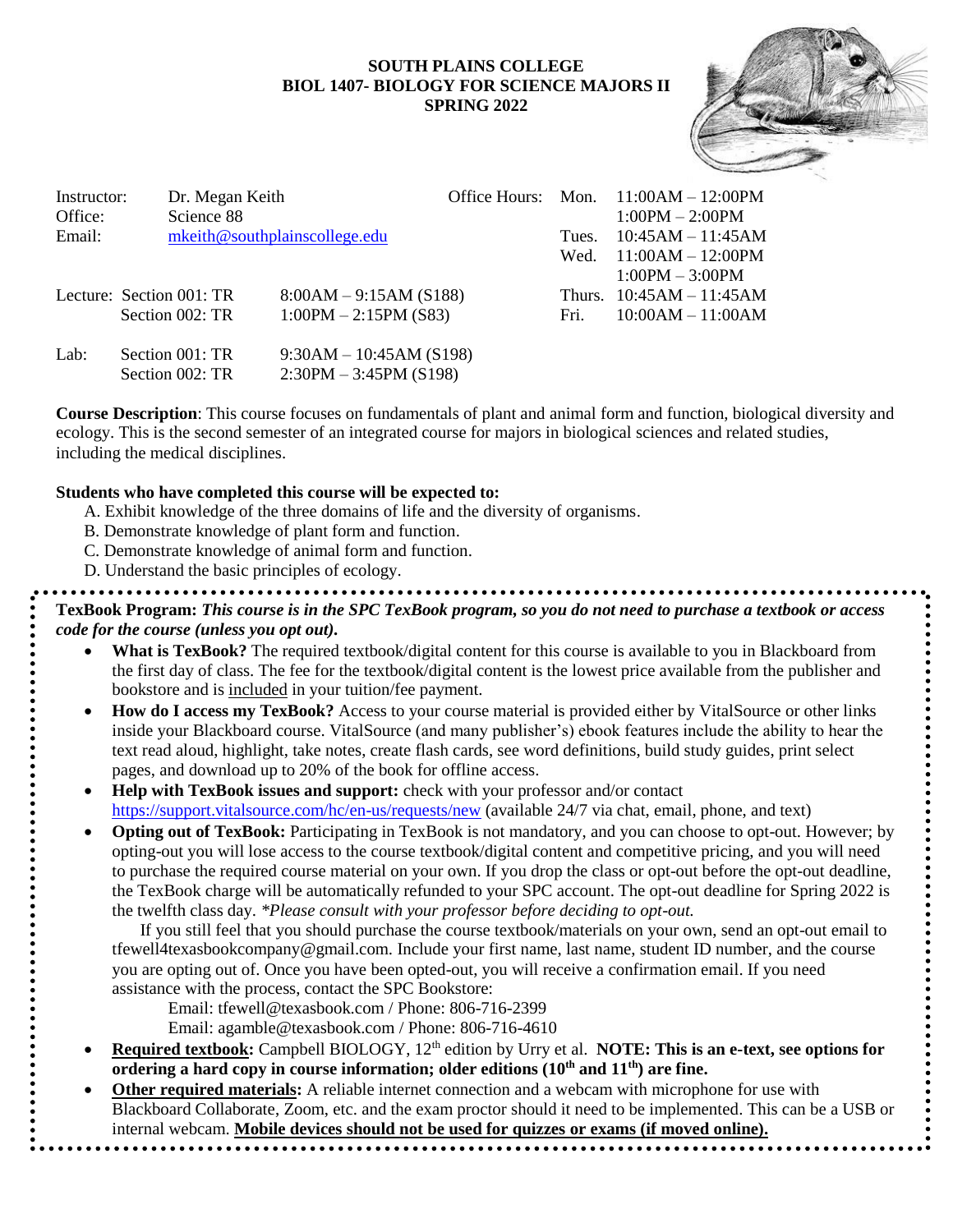# SOUTH PLAINS COLLEGE
## BIOL 1407- BIOLOGY FOR SCIENCE MAJORS II
## SPRING 2022

Instructor: Dr. Megan Keith
Office: Science 88
Email: mkeith@southplainscollege.edu

Office Hours:

| Day | Time |
|---|---|
| Mon. | 11:00AM – 12:00PM |
| | 1:00PM – 2:00PM |
| Tues. | 10:45AM – 11:45AM |
| Wed. | 11:00AM – 12:00PM |
| | 1:00PM – 3:00PM |
| Thurs. | 10:45AM – 11:45AM |
| Fri. | 10:00AM – 11:00AM |

Lecture: Section 001: TR 8:00AM – 9:15AM (S188)
Section 002: TR 1:00PM – 2:15PM (S83)

Lab: Section 001: TR 9:30AM – 10:45AM (S198)
Section 002: TR 2:30PM – 3:45PM (S198)

**Course Description**: This course focuses on fundamentals of plant and animal form and function, biological diversity and ecology. This is the second semester of an integrated course for majors in biological sciences and related studies, including the medical disciplines.

**Students who have completed this course will be expected to:**

A. Exhibit knowledge of the three domains of life and the diversity of organisms.
B. Demonstrate knowledge of plant form and function.
C. Demonstrate knowledge of animal form and function.
D. Understand the basic principles of ecology.

**TexBook Program:** ***This course is in the SPC TexBook program, so you do not need to purchase a textbook or access code for the course (unless you opt out).***

- **What is TexBook?** The required textbook/digital content for this course is available to you in Blackboard from the first day of class. The fee for the textbook/digital content is the lowest price available from the publisher and bookstore and is included in your tuition/fee payment.
- **How do I access my TexBook?** Access to your course material is provided either by VitalSource or other links inside your Blackboard course. VitalSource (and many publisher's) ebook features include the ability to hear the text read aloud, highlight, take notes, create flash cards, see word definitions, build study guides, print select pages, and download up to 20% of the book for offline access.
- **Help with TexBook issues and support:** check with your professor and/or contact https://support.vitalsource.com/hc/en-us/requests/new (available 24/7 via chat, email, phone, and text)
- **Opting out of TexBook:** Participating in TexBook is not mandatory, and you can choose to opt-out. However; by opting-out you will lose access to the course textbook/digital content and competitive pricing, and you will need to purchase the required course material on your own. If you drop the class or opt-out before the opt-out deadline, the TexBook charge will be automatically refunded to your SPC account. The opt-out deadline for Spring 2022 is the twelfth class day. *\*Please consult with your professor before deciding to opt-out.*

  If you still feel that you should purchase the course textbook/materials on your own, send an opt-out email to tfewell4texasbookcompany@gmail.com. Include your first name, last name, student ID number, and the course you are opting out of. Once you have been opted-out, you will receive a confirmation email. If you need assistance with the process, contact the SPC Bookstore:

  Email: tfewell@texasbook.com / Phone: 806-716-2399
  Email: agamble@texasbook.com / Phone: 806-716-4610
- **Required textbook:** Campbell BIOLOGY, 12th edition by Urry et al. **NOTE: This is an e-text, see options for ordering a hard copy in course information; older editions (10th and 11th) are fine.**
- **Other required materials:** A reliable internet connection and a webcam with microphone for use with Blackboard Collaborate, Zoom, etc. and the exam proctor should it need to be implemented. This can be a USB or internal webcam. **Mobile devices should not be used for quizzes or exams (if moved online).**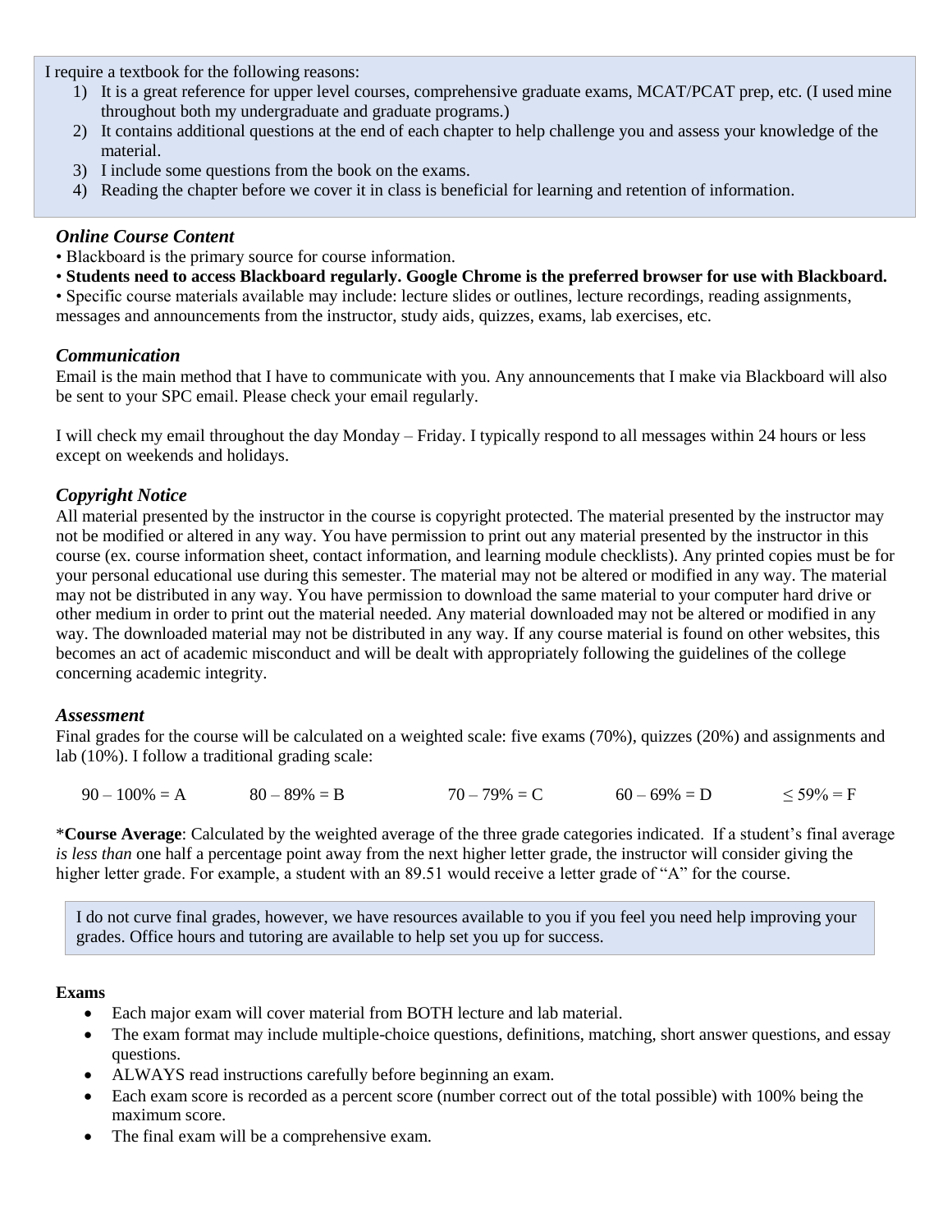I require a textbook for the following reasons:

1) It is a great reference for upper level courses, comprehensive graduate exams, MCAT/PCAT prep, etc. (I used mine throughout both my undergraduate and graduate programs.)
2) It contains additional questions at the end of each chapter to help challenge you and assess your knowledge of the material.
3) I include some questions from the book on the exams.
4) Reading the chapter before we cover it in class is beneficial for learning and retention of information.

### *Online Course Content*

• Blackboard is the primary source for course information.
• **Students need to access Blackboard regularly. Google Chrome is the preferred browser for use with Blackboard.**
• Specific course materials available may include: lecture slides or outlines, lecture recordings, reading assignments, messages and announcements from the instructor, study aids, quizzes, exams, lab exercises, etc.

### *Communication*

Email is the main method that I have to communicate with you. Any announcements that I make via Blackboard will also be sent to your SPC email. Please check your email regularly.

I will check my email throughout the day Monday – Friday. I typically respond to all messages within 24 hours or less except on weekends and holidays.

### *Copyright Notice*

All material presented by the instructor in the course is copyright protected. The material presented by the instructor may not be modified or altered in any way. You have permission to print out any material presented by the instructor in this course (ex. course information sheet, contact information, and learning module checklists). Any printed copies must be for your personal educational use during this semester. The material may not be altered or modified in any way. The material may not be distributed in any way. You have permission to download the same material to your computer hard drive or other medium in order to print out the material needed. Any material downloaded may not be altered or modified in any way. The downloaded material may not be distributed in any way. If any course material is found on other websites, this becomes an act of academic misconduct and will be dealt with appropriately following the guidelines of the college concerning academic integrity.

### *Assessment*

Final grades for the course will be calculated on a weighted scale: five exams (70%), quizzes (20%) and assignments and lab (10%). I follow a traditional grading scale:

90 – 100% = A    80 – 89% = B    70 – 79% = C    60 – 69% = D    ≤ 59% = F

\***Course Average**: Calculated by the weighted average of the three grade categories indicated. If a student's final average *is less than* one half a percentage point away from the next higher letter grade, the instructor will consider giving the higher letter grade. For example, a student with an 89.51 would receive a letter grade of "A" for the course.

I do not curve final grades, however, we have resources available to you if you feel you need help improving your grades. Office hours and tutoring are available to help set you up for success.

**Exams**

- Each major exam will cover material from BOTH lecture and lab material.
- The exam format may include multiple-choice questions, definitions, matching, short answer questions, and essay questions.
- ALWAYS read instructions carefully before beginning an exam.
- Each exam score is recorded as a percent score (number correct out of the total possible) with 100% being the maximum score.
- The final exam will be a comprehensive exam.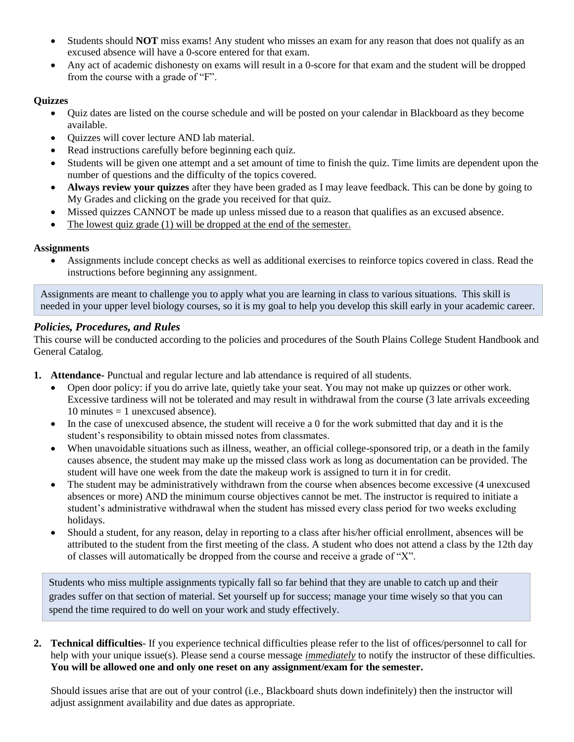- Students should **NOT** miss exams! Any student who misses an exam for any reason that does not qualify as an excused absence will have a 0-score entered for that exam.
- Any act of academic dishonesty on exams will result in a 0-score for that exam and the student will be dropped from the course with a grade of "F".

**Quizzes**

- Quiz dates are listed on the course schedule and will be posted on your calendar in Blackboard as they become available.
- Quizzes will cover lecture AND lab material.
- Read instructions carefully before beginning each quiz.
- Students will be given one attempt and a set amount of time to finish the quiz. Time limits are dependent upon the number of questions and the difficulty of the topics covered.
- **Always review your quizzes** after they have been graded as I may leave feedback. This can be done by going to My Grades and clicking on the grade you received for that quiz.
- Missed quizzes CANNOT be made up unless missed due to a reason that qualifies as an excused absence.
- <u>The lowest quiz grade (1) will be dropped at the end of the semester.</u>

**Assignments**

- Assignments include concept checks as well as additional exercises to reinforce topics covered in class. Read the instructions before beginning any assignment.

> Assignments are meant to challenge you to apply what you are learning in class to various situations. This skill is needed in your upper level biology courses, so it is my goal to help you develop this skill early in your academic career.

### *Policies, Procedures, and Rules*

This course will be conducted according to the policies and procedures of the South Plains College Student Handbook and General Catalog.

1. **Attendance-** Punctual and regular lecture and lab attendance is required of all students.
   - Open door policy: if you do arrive late, quietly take your seat. You may not make up quizzes or other work. Excessive tardiness will not be tolerated and may result in withdrawal from the course (3 late arrivals exceeding 10 minutes = 1 unexcused absence).
   - In the case of unexcused absence, the student will receive a 0 for the work submitted that day and it is the student's responsibility to obtain missed notes from classmates.
   - When unavoidable situations such as illness, weather, an official college-sponsored trip, or a death in the family causes absence, the student may make up the missed class work as long as documentation can be provided. The student will have one week from the date the makeup work is assigned to turn it in for credit.
   - The student may be administratively withdrawn from the course when absences become excessive (4 unexcused absences or more) AND the minimum course objectives cannot be met. The instructor is required to initiate a student's administrative withdrawal when the student has missed every class period for two weeks excluding holidays.
   - Should a student, for any reason, delay in reporting to a class after his/her official enrollment, absences will be attributed to the student from the first meeting of the class. A student who does not attend a class by the 12th day of classes will automatically be dropped from the course and receive a grade of "X".

> Students who miss multiple assignments typically fall so far behind that they are unable to catch up and their grades suffer on that section of material. Set yourself up for success; manage your time wisely so that you can spend the time required to do well on your work and study effectively.

2. **Technical difficulties**- If you experience technical difficulties please refer to the list of offices/personnel to call for help with your unique issue(s). Please send a course message ***<u>immediately</u>*** to notify the instructor of these difficulties. **You will be allowed one and only one reset on any assignment/exam for the semester.**

   Should issues arise that are out of your control (i.e., Blackboard shuts down indefinitely) then the instructor will adjust assignment availability and due dates as appropriate.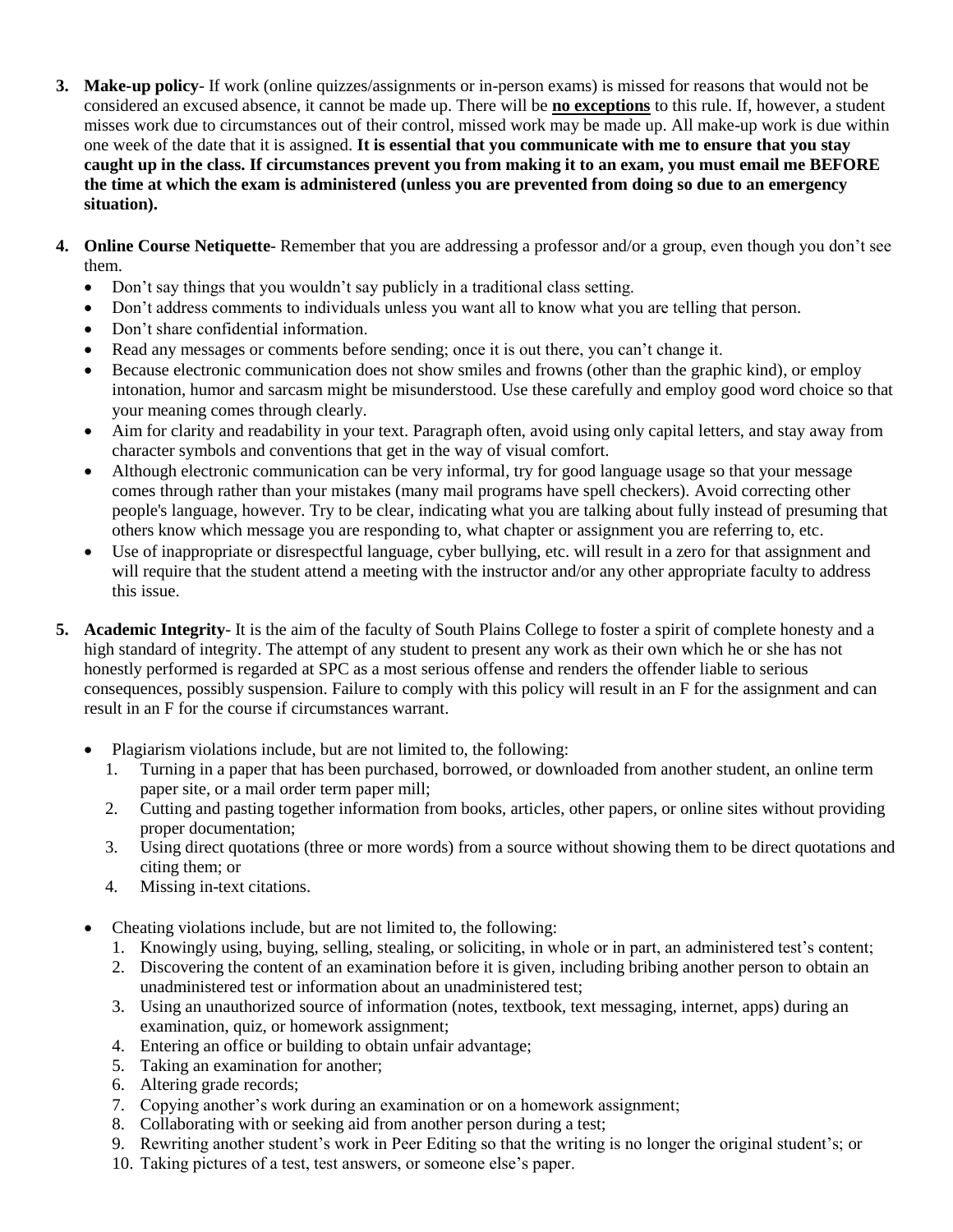3. **Make-up policy**- If work (online quizzes/assignments or in-person exams) is missed for reasons that would not be considered an excused absence, it cannot be made up. There will be **<u>no exceptions</u>** to this rule. If, however, a student misses work due to circumstances out of their control, missed work may be made up. All make-up work is due within one week of the date that it is assigned. **It is essential that you communicate with me to ensure that you stay caught up in the class. If circumstances prevent you from making it to an exam, you must email me BEFORE the time at which the exam is administered (unless you are prevented from doing so due to an emergency situation).**

4. **Online Course Netiquette**- Remember that you are addressing a professor and/or a group, even though you don't see them.
   - Don't say things that you wouldn't say publicly in a traditional class setting.
   - Don't address comments to individuals unless you want all to know what you are telling that person.
   - Don't share confidential information.
   - Read any messages or comments before sending; once it is out there, you can't change it.
   - Because electronic communication does not show smiles and frowns (other than the graphic kind), or employ intonation, humor and sarcasm might be misunderstood. Use these carefully and employ good word choice so that your meaning comes through clearly.
   - Aim for clarity and readability in your text. Paragraph often, avoid using only capital letters, and stay away from character symbols and conventions that get in the way of visual comfort.
   - Although electronic communication can be very informal, try for good language usage so that your message comes through rather than your mistakes (many mail programs have spell checkers). Avoid correcting other people's language, however. Try to be clear, indicating what you are talking about fully instead of presuming that others know which message you are responding to, what chapter or assignment you are referring to, etc.
   - Use of inappropriate or disrespectful language, cyber bullying, etc. will result in a zero for that assignment and will require that the student attend a meeting with the instructor and/or any other appropriate faculty to address this issue.

5. **Academic Integrity**- It is the aim of the faculty of South Plains College to foster a spirit of complete honesty and a high standard of integrity. The attempt of any student to present any work as their own which he or she has not honestly performed is regarded at SPC as a most serious offense and renders the offender liable to serious consequences, possibly suspension. Failure to comply with this policy will result in an F for the assignment and can result in an F for the course if circumstances warrant.

   - Plagiarism violations include, but are not limited to, the following:
     1. Turning in a paper that has been purchased, borrowed, or downloaded from another student, an online term paper site, or a mail order term paper mill;
     2. Cutting and pasting together information from books, articles, other papers, or online sites without providing proper documentation;
     3. Using direct quotations (three or more words) from a source without showing them to be direct quotations and citing them; or
     4. Missing in-text citations.

   - Cheating violations include, but are not limited to, the following:
     1. Knowingly using, buying, selling, stealing, or soliciting, in whole or in part, an administered test's content;
     2. Discovering the content of an examination before it is given, including bribing another person to obtain an unadministered test or information about an unadministered test;
     3. Using an unauthorized source of information (notes, textbook, text messaging, internet, apps) during an examination, quiz, or homework assignment;
     4. Entering an office or building to obtain unfair advantage;
     5. Taking an examination for another;
     6. Altering grade records;
     7. Copying another's work during an examination or on a homework assignment;
     8. Collaborating with or seeking aid from another person during a test;
     9. Rewriting another student's work in Peer Editing so that the writing is no longer the original student's; or
     10. Taking pictures of a test, test answers, or someone else's paper.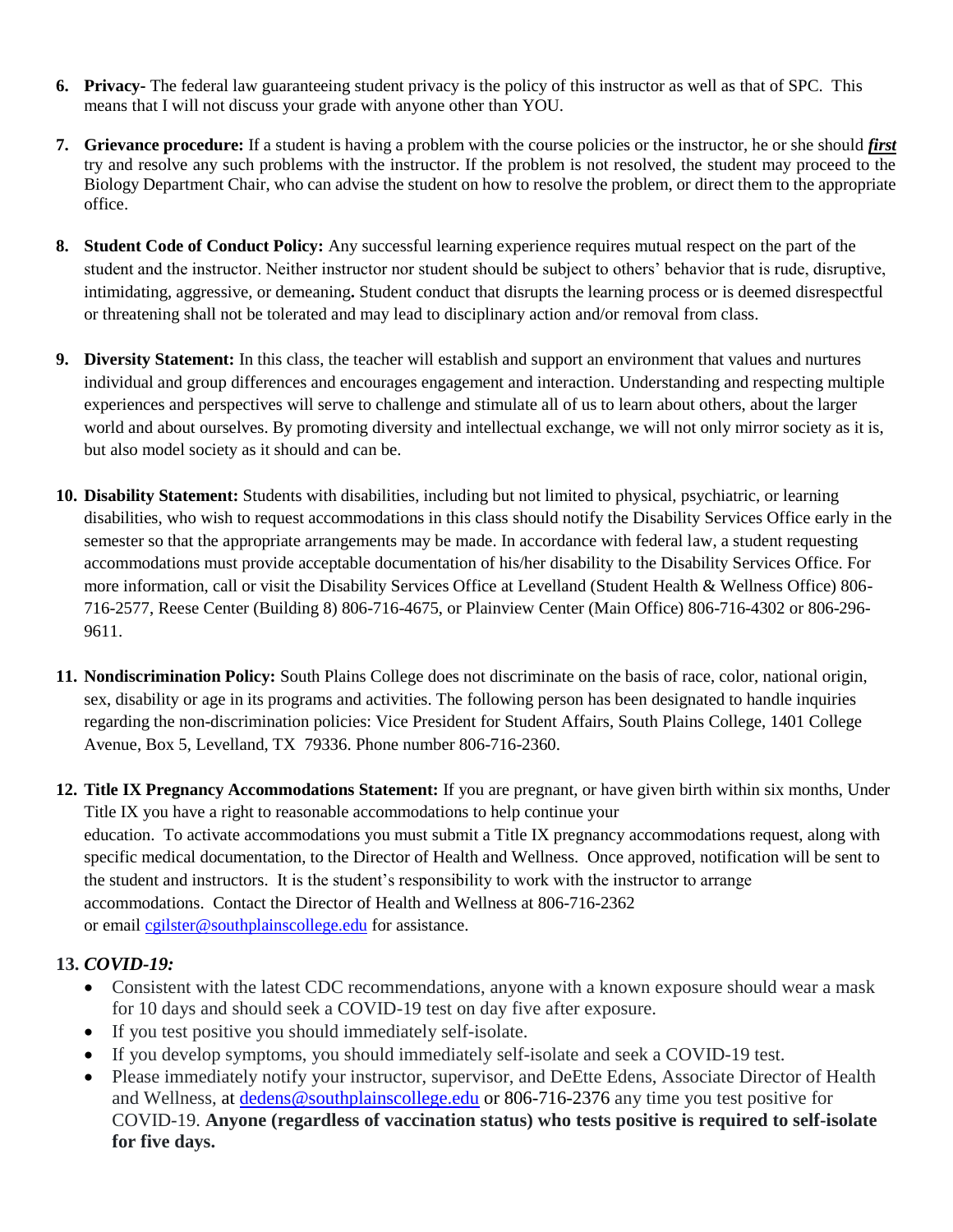6. **Privacy-** The federal law guaranteeing student privacy is the policy of this instructor as well as that of SPC. This means that I will not discuss your grade with anyone other than YOU.

7. **Grievance procedure:** If a student is having a problem with the course policies or the instructor, he or she should ***first*** try and resolve any such problems with the instructor. If the problem is not resolved, the student may proceed to the Biology Department Chair, who can advise the student on how to resolve the problem, or direct them to the appropriate office.

8. **Student Code of Conduct Policy:** Any successful learning experience requires mutual respect on the part of the student and the instructor. Neither instructor nor student should be subject to others' behavior that is rude, disruptive, intimidating, aggressive, or demeaning**.** Student conduct that disrupts the learning process or is deemed disrespectful or threatening shall not be tolerated and may lead to disciplinary action and/or removal from class.

9. **Diversity Statement:** In this class, the teacher will establish and support an environment that values and nurtures individual and group differences and encourages engagement and interaction. Understanding and respecting multiple experiences and perspectives will serve to challenge and stimulate all of us to learn about others, about the larger world and about ourselves. By promoting diversity and intellectual exchange, we will not only mirror society as it is, but also model society as it should and can be.

10. **Disability Statement:** Students with disabilities, including but not limited to physical, psychiatric, or learning disabilities, who wish to request accommodations in this class should notify the Disability Services Office early in the semester so that the appropriate arrangements may be made. In accordance with federal law, a student requesting accommodations must provide acceptable documentation of his/her disability to the Disability Services Office. For more information, call or visit the Disability Services Office at Levelland (Student Health & Wellness Office) 806-716-2577, Reese Center (Building 8) 806-716-4675, or Plainview Center (Main Office) 806-716-4302 or 806-296-9611.

11. **Nondiscrimination Policy:** South Plains College does not discriminate on the basis of race, color, national origin, sex, disability or age in its programs and activities. The following person has been designated to handle inquiries regarding the non-discrimination policies: Vice President for Student Affairs, South Plains College, 1401 College Avenue, Box 5, Levelland, TX 79336. Phone number 806-716-2360.

12. **Title IX Pregnancy Accommodations Statement:** If you are pregnant, or have given birth within six months, Under Title IX you have a right to reasonable accommodations to help continue your education. To activate accommodations you must submit a Title IX pregnancy accommodations request, along with specific medical documentation, to the Director of Health and Wellness. Once approved, notification will be sent to the student and instructors. It is the student's responsibility to work with the instructor to arrange accommodations. Contact the Director of Health and Wellness at 806-716-2362 or email cgilster@southplainscollege.edu for assistance.

13. ***COVID-19:***
    - Consistent with the latest CDC recommendations, anyone with a known exposure should wear a mask for 10 days and should seek a COVID-19 test on day five after exposure.
    - If you test positive you should immediately self-isolate.
    - If you develop symptoms, you should immediately self-isolate and seek a COVID-19 test.
    - Please immediately notify your instructor, supervisor, and DeEtte Edens, Associate Director of Health and Wellness, at dedens@southplainscollege.edu or 806-716-2376 any time you test positive for COVID-19. **Anyone (regardless of vaccination status) who tests positive is required to self-isolate for five days.**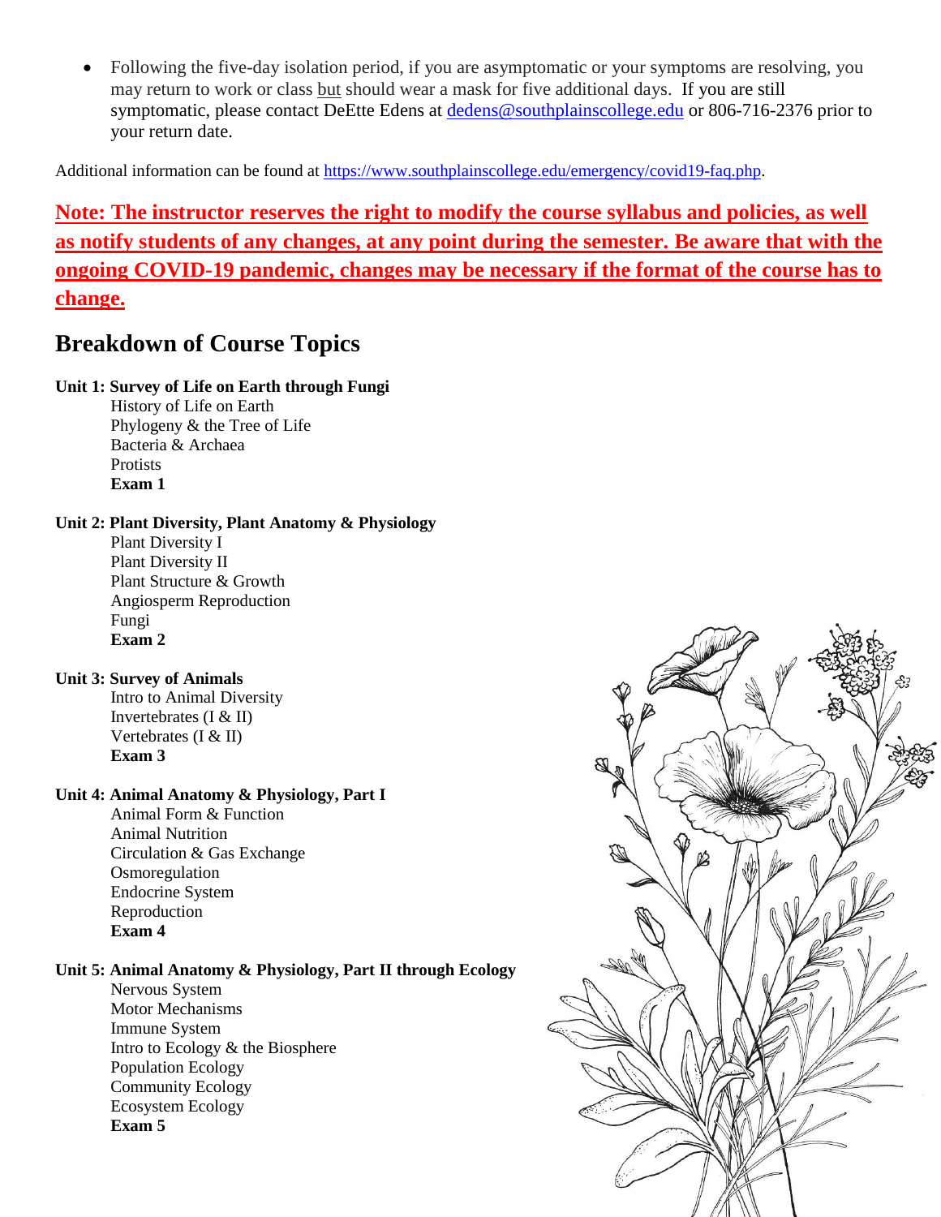- Following the five-day isolation period, if you are asymptomatic or your symptoms are resolving, you may return to work or class but should wear a mask for five additional days. If you are still symptomatic, please contact DeEtte Edens at dedens@southplainscollege.edu or 806-716-2376 prior to your return date.

Additional information can be found at https://www.southplainscollege.edu/emergency/covid19-faq.php.

**Note: The instructor reserves the right to modify the course syllabus and policies, as well as notify students of any changes, at any point during the semester. Be aware that with the ongoing COVID-19 pandemic, changes may be necessary if the format of the course has to change.**

## Breakdown of Course Topics

**Unit 1: Survey of Life on Earth through Fungi**
- History of Life on Earth
- Phylogeny & the Tree of Life
- Bacteria & Archaea
- Protists
- **Exam 1**

**Unit 2: Plant Diversity, Plant Anatomy & Physiology**
- Plant Diversity I
- Plant Diversity II
- Plant Structure & Growth
- Angiosperm Reproduction
- Fungi
- **Exam 2**

**Unit 3: Survey of Animals**
- Intro to Animal Diversity
- Invertebrates (I & II)
- Vertebrates (I & II)
- **Exam 3**

**Unit 4: Animal Anatomy & Physiology, Part I**
- Animal Form & Function
- Animal Nutrition
- Circulation & Gas Exchange
- Osmoregulation
- Endocrine System
- Reproduction
- **Exam 4**

**Unit 5: Animal Anatomy & Physiology, Part II through Ecology**
- Nervous System
- Motor Mechanisms
- Immune System
- Intro to Ecology & the Biosphere
- Population Ecology
- Community Ecology
- Ecosystem Ecology
- **Exam 5**